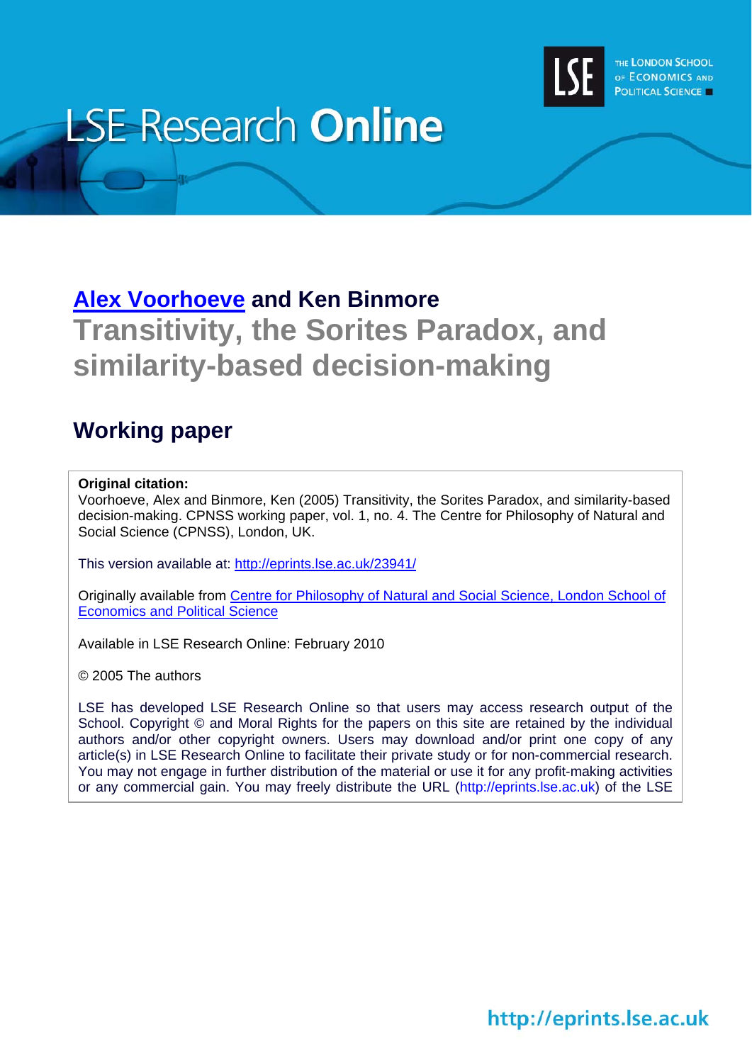# LSE Research Online

THE LONDON SCHOOL OF ECONOMICS AND POLITICAL SCIENCE

## Alex Voorhoeve and Ken Binmore

# Transitivity, the Sorites Paradox, and similarity-based decision-making

## Working paper

**Original citation:**
Voorhoeve, Alex and Binmore, Ken (2005) Transitivity, the Sorites Paradox, and similarity-based decision-making. CPNSS working paper, vol. 1, no. 4. The Centre for Philosophy of Natural and Social Science (CPNSS), London, UK.

This version available at: http://eprints.lse.ac.uk/23941/

Originally available from Centre for Philosophy of Natural and Social Science, London School of Economics and Political Science

Available in LSE Research Online: February 2010

© 2005 The authors

LSE has developed LSE Research Online so that users may access research output of the School. Copyright © and Moral Rights for the papers on this site are retained by the individual authors and/or other copyright owners. Users may download and/or print one copy of any article(s) in LSE Research Online to facilitate their private study or for non-commercial research. You may not engage in further distribution of the material or use it for any profit-making activities or any commercial gain. You may freely distribute the URL (http://eprints.lse.ac.uk) of the LSE

http://eprints.lse.ac.uk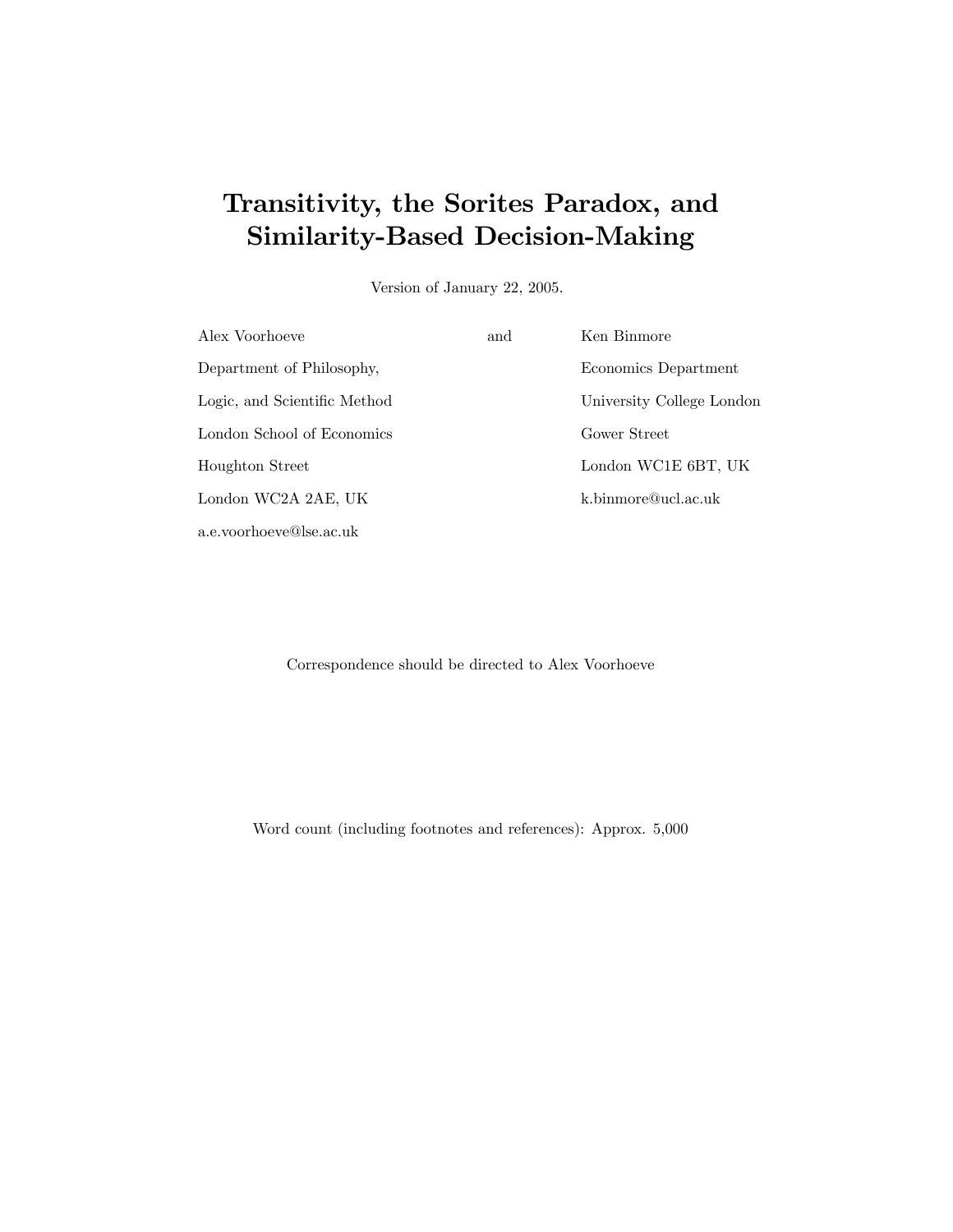# Transitivity, the Sorites Paradox, and Similarity-Based Decision-Making

Version of January 22, 2005.

| Alex Voorhoeve | and | Ken Binmore |
|---|---|---|
| Department of Philosophy, | | Economics Department |
| Logic, and Scientific Method | | University College London |
| London School of Economics | | Gower Street |
| Houghton Street | | London WC1E 6BT, UK |
| London WC2A 2AE, UK | | k.binmore@ucl.ac.uk |
| a.e.voorhoeve@lse.ac.uk | | |

Correspondence should be directed to Alex Voorhoeve

Word count (including footnotes and references): Approx. 5,000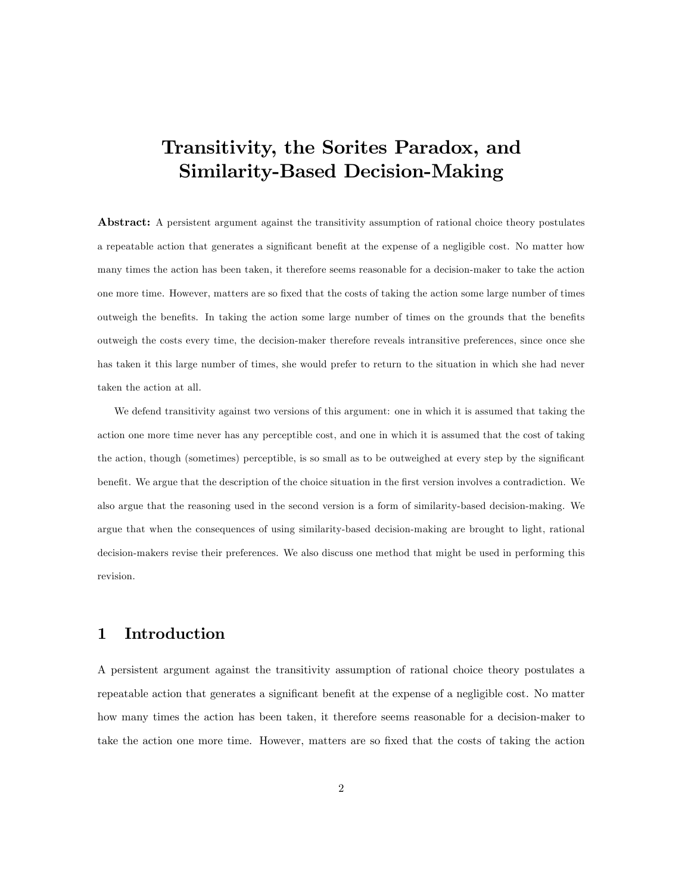# Transitivity, the Sorites Paradox, and Similarity-Based Decision-Making

**Abstract:** A persistent argument against the transitivity assumption of rational choice theory postulates a repeatable action that generates a significant benefit at the expense of a negligible cost. No matter how many times the action has been taken, it therefore seems reasonable for a decision-maker to take the action one more time. However, matters are so fixed that the costs of taking the action some large number of times outweigh the benefits. In taking the action some large number of times on the grounds that the benefits outweigh the costs every time, the decision-maker therefore reveals intransitive preferences, since once she has taken it this large number of times, she would prefer to return to the situation in which she had never taken the action at all.

We defend transitivity against two versions of this argument: one in which it is assumed that taking the action one more time never has any perceptible cost, and one in which it is assumed that the cost of taking the action, though (sometimes) perceptible, is so small as to be outweighed at every step by the significant benefit. We argue that the description of the choice situation in the first version involves a contradiction. We also argue that the reasoning used in the second version is a form of similarity-based decision-making. We argue that when the consequences of using similarity-based decision-making are brought to light, rational decision-makers revise their preferences. We also discuss one method that might be used in performing this revision.

## 1 Introduction

A persistent argument against the transitivity assumption of rational choice theory postulates a repeatable action that generates a significant benefit at the expense of a negligible cost. No matter how many times the action has been taken, it therefore seems reasonable for a decision-maker to take the action one more time. However, matters are so fixed that the costs of taking the action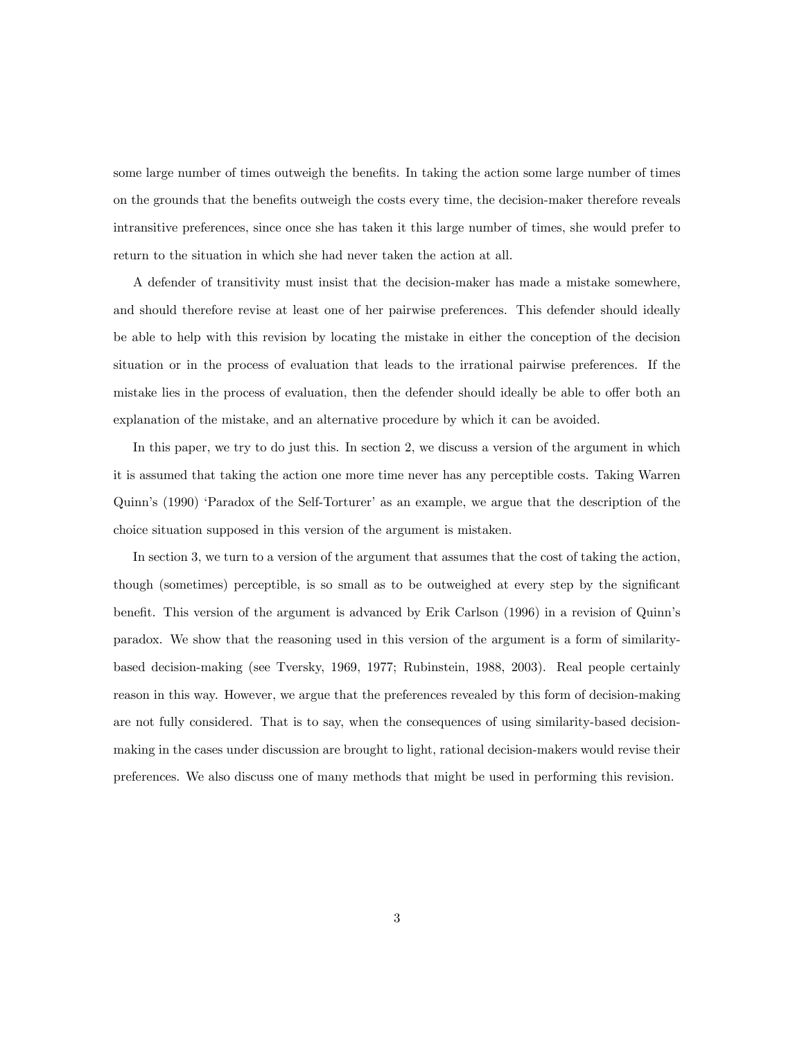some large number of times outweigh the benefits. In taking the action some large number of times on the grounds that the benefits outweigh the costs every time, the decision-maker therefore reveals intransitive preferences, since once she has taken it this large number of times, she would prefer to return to the situation in which she had never taken the action at all.

A defender of transitivity must insist that the decision-maker has made a mistake somewhere, and should therefore revise at least one of her pairwise preferences. This defender should ideally be able to help with this revision by locating the mistake in either the conception of the decision situation or in the process of evaluation that leads to the irrational pairwise preferences. If the mistake lies in the process of evaluation, then the defender should ideally be able to offer both an explanation of the mistake, and an alternative procedure by which it can be avoided.

In this paper, we try to do just this. In section 2, we discuss a version of the argument in which it is assumed that taking the action one more time never has any perceptible costs. Taking Warren Quinn's (1990) 'Paradox of the Self-Torturer' as an example, we argue that the description of the choice situation supposed in this version of the argument is mistaken.

In section 3, we turn to a version of the argument that assumes that the cost of taking the action, though (sometimes) perceptible, is so small as to be outweighed at every step by the significant benefit. This version of the argument is advanced by Erik Carlson (1996) in a revision of Quinn's paradox. We show that the reasoning used in this version of the argument is a form of similarity-based decision-making (see Tversky, 1969, 1977; Rubinstein, 1988, 2003). Real people certainly reason in this way. However, we argue that the preferences revealed by this form of decision-making are not fully considered. That is to say, when the consequences of using similarity-based decision-making in the cases under discussion are brought to light, rational decision-makers would revise their preferences. We also discuss one of many methods that might be used in performing this revision.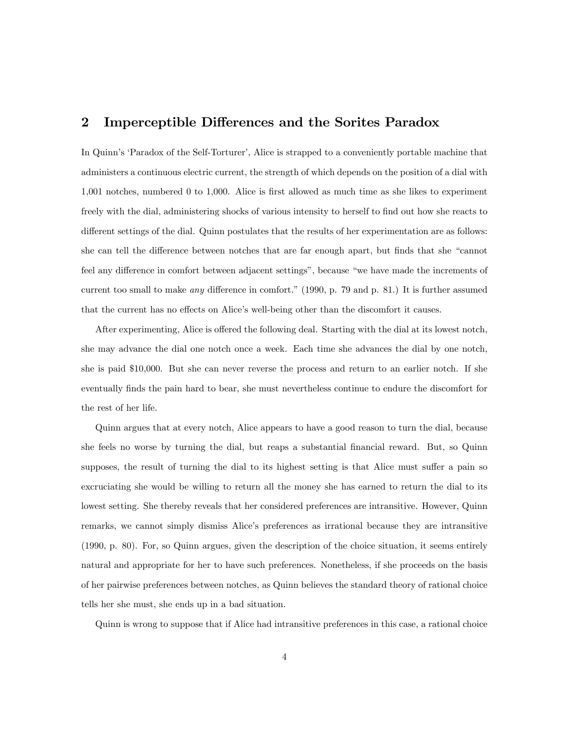## 2 Imperceptible Differences and the Sorites Paradox

In Quinn's 'Paradox of the Self-Torturer', Alice is strapped to a conveniently portable machine that administers a continuous electric current, the strength of which depends on the position of a dial with 1,001 notches, numbered 0 to 1,000. Alice is first allowed as much time as she likes to experiment freely with the dial, administering shocks of various intensity to herself to find out how she reacts to different settings of the dial. Quinn postulates that the results of her experimentation are as follows: she can tell the difference between notches that are far enough apart, but finds that she "cannot feel any difference in comfort between adjacent settings", because "we have made the increments of current too small to make *any* difference in comfort." (1990, p. 79 and p. 81.) It is further assumed that the current has no effects on Alice's well-being other than the discomfort it causes.

After experimenting, Alice is offered the following deal. Starting with the dial at its lowest notch, she may advance the dial one notch once a week. Each time she advances the dial by one notch, she is paid $10,000. But she can never reverse the process and return to an earlier notch. If she eventually finds the pain hard to bear, she must nevertheless continue to endure the discomfort for the rest of her life.

Quinn argues that at every notch, Alice appears to have a good reason to turn the dial, because she feels no worse by turning the dial, but reaps a substantial financial reward. But, so Quinn supposes, the result of turning the dial to its highest setting is that Alice must suffer a pain so excruciating she would be willing to return all the money she has earned to return the dial to its lowest setting. She thereby reveals that her considered preferences are intransitive. However, Quinn remarks, we cannot simply dismiss Alice's preferences as irrational because they are intransitive (1990, p. 80). For, so Quinn argues, given the description of the choice situation, it seems entirely natural and appropriate for her to have such preferences. Nonetheless, if she proceeds on the basis of her pairwise preferences between notches, as Quinn believes the standard theory of rational choice tells her she must, she ends up in a bad situation.

Quinn is wrong to suppose that if Alice had intransitive preferences in this case, a rational choice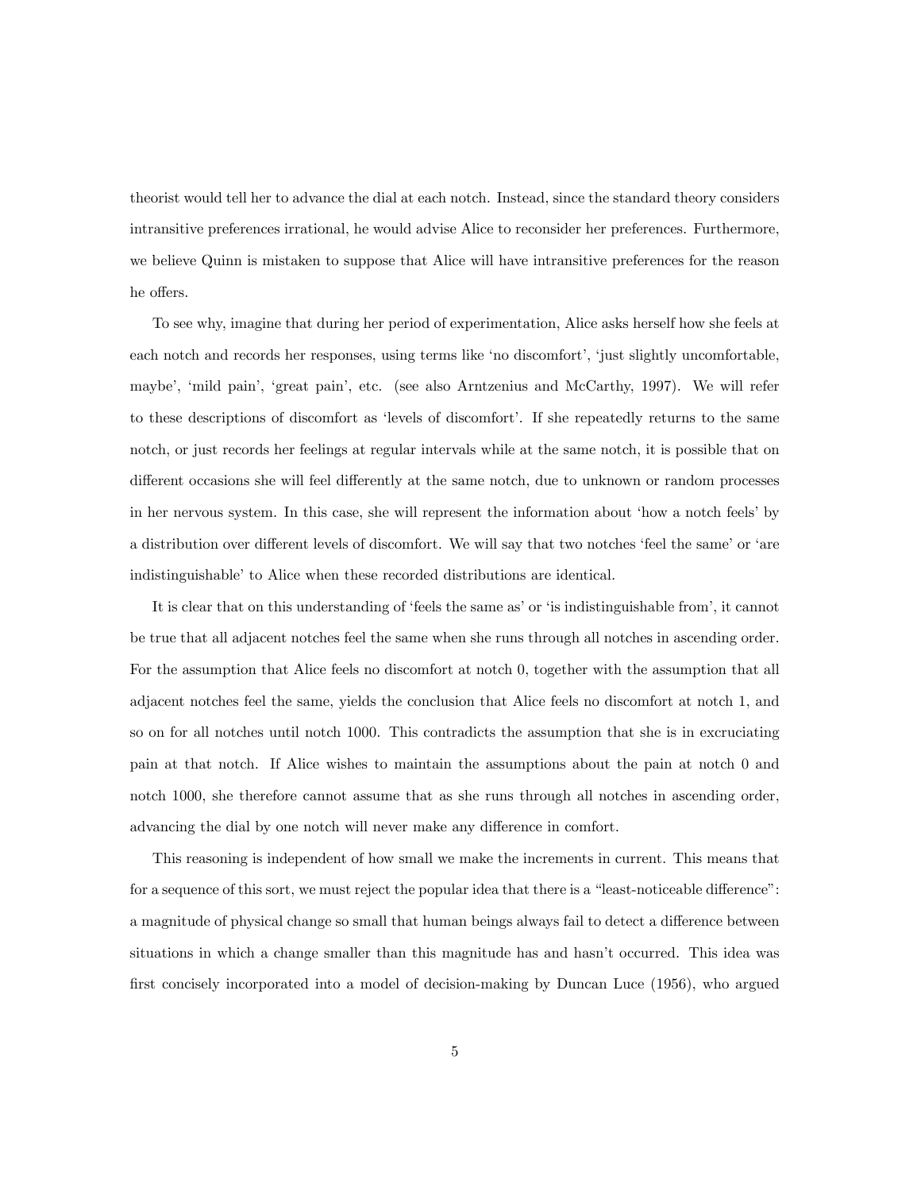theorist would tell her to advance the dial at each notch. Instead, since the standard theory considers intransitive preferences irrational, he would advise Alice to reconsider her preferences. Furthermore, we believe Quinn is mistaken to suppose that Alice will have intransitive preferences for the reason he offers.

To see why, imagine that during her period of experimentation, Alice asks herself how she feels at each notch and records her responses, using terms like 'no discomfort', 'just slightly uncomfortable, maybe', 'mild pain', 'great pain', etc. (see also Arntzenius and McCarthy, 1997). We will refer to these descriptions of discomfort as 'levels of discomfort'. If she repeatedly returns to the same notch, or just records her feelings at regular intervals while at the same notch, it is possible that on different occasions she will feel differently at the same notch, due to unknown or random processes in her nervous system. In this case, she will represent the information about 'how a notch feels' by a distribution over different levels of discomfort. We will say that two notches 'feel the same' or 'are indistinguishable' to Alice when these recorded distributions are identical.

It is clear that on this understanding of 'feels the same as' or 'is indistinguishable from', it cannot be true that all adjacent notches feel the same when she runs through all notches in ascending order. For the assumption that Alice feels no discomfort at notch 0, together with the assumption that all adjacent notches feel the same, yields the conclusion that Alice feels no discomfort at notch 1, and so on for all notches until notch 1000. This contradicts the assumption that she is in excruciating pain at that notch. If Alice wishes to maintain the assumptions about the pain at notch 0 and notch 1000, she therefore cannot assume that as she runs through all notches in ascending order, advancing the dial by one notch will never make any difference in comfort.

This reasoning is independent of how small we make the increments in current. This means that for a sequence of this sort, we must reject the popular idea that there is a "least-noticeable difference": a magnitude of physical change so small that human beings always fail to detect a difference between situations in which a change smaller than this magnitude has and hasn't occurred. This idea was first concisely incorporated into a model of decision-making by Duncan Luce (1956), who argued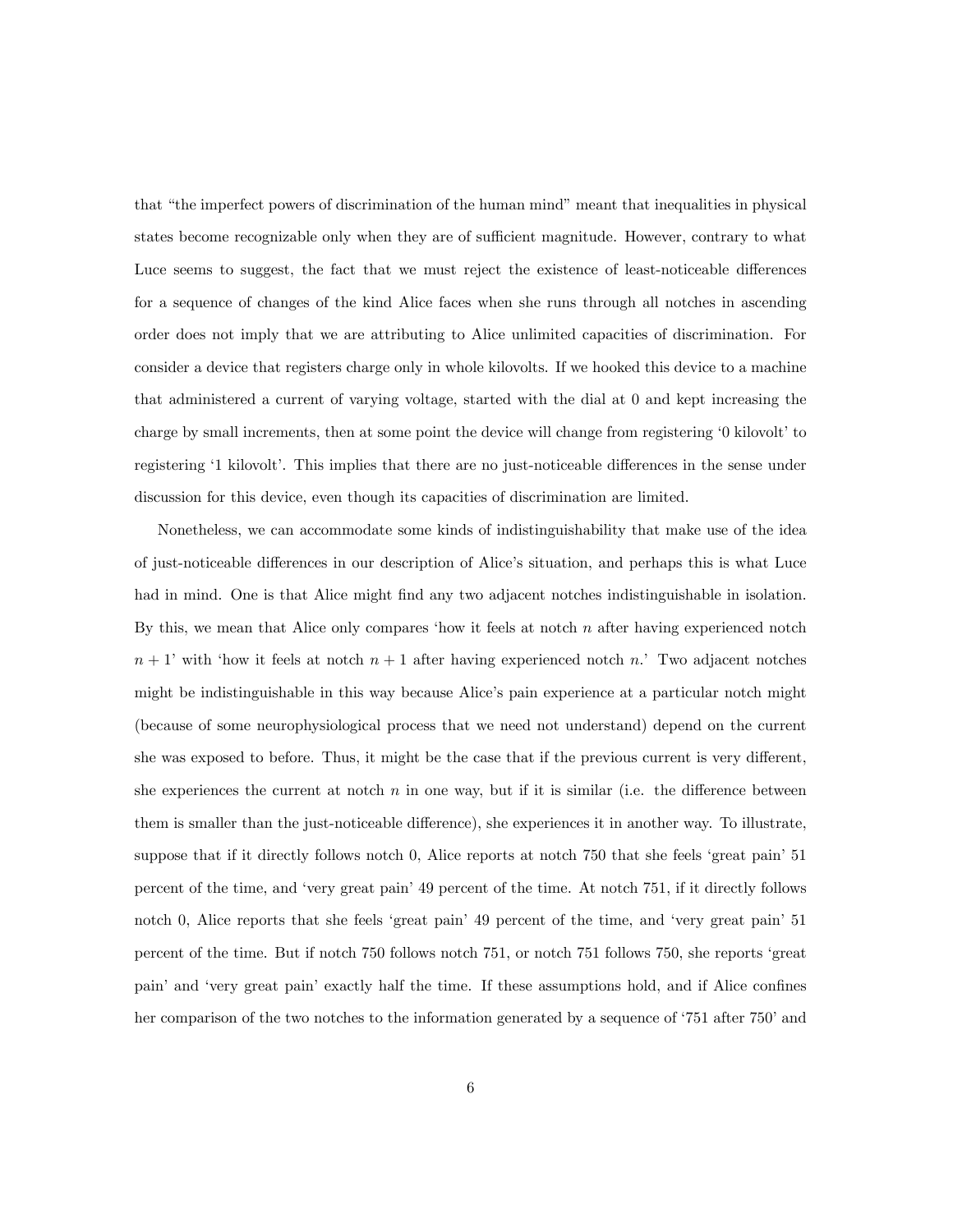that "the imperfect powers of discrimination of the human mind" meant that inequalities in physical states become recognizable only when they are of sufficient magnitude. However, contrary to what Luce seems to suggest, the fact that we must reject the existence of least-noticeable differences for a sequence of changes of the kind Alice faces when she runs through all notches in ascending order does not imply that we are attributing to Alice unlimited capacities of discrimination. For consider a device that registers charge only in whole kilovolts. If we hooked this device to a machine that administered a current of varying voltage, started with the dial at 0 and kept increasing the charge by small increments, then at some point the device will change from registering '0 kilovolt' to registering '1 kilovolt'. This implies that there are no just-noticeable differences in the sense under discussion for this device, even though its capacities of discrimination are limited.

Nonetheless, we can accommodate some kinds of indistinguishability that make use of the idea of just-noticeable differences in our description of Alice's situation, and perhaps this is what Luce had in mind. One is that Alice might find any two adjacent notches indistinguishable in isolation. By this, we mean that Alice only compares 'how it feels at notch $n$ after having experienced notch $n+1$' with 'how it feels at notch $n+1$ after having experienced notch $n$.' Two adjacent notches might be indistinguishable in this way because Alice's pain experience at a particular notch might (because of some neurophysiological process that we need not understand) depend on the current she was exposed to before. Thus, it might be the case that if the previous current is very different, she experiences the current at notch $n$ in one way, but if it is similar (i.e. the difference between them is smaller than the just-noticeable difference), she experiences it in another way. To illustrate, suppose that if it directly follows notch 0, Alice reports at notch 750 that she feels 'great pain' 51 percent of the time, and 'very great pain' 49 percent of the time. At notch 751, if it directly follows notch 0, Alice reports that she feels 'great pain' 49 percent of the time, and 'very great pain' 51 percent of the time. But if notch 750 follows notch 751, or notch 751 follows 750, she reports 'great pain' and 'very great pain' exactly half the time. If these assumptions hold, and if Alice confines her comparison of the two notches to the information generated by a sequence of '751 after 750' and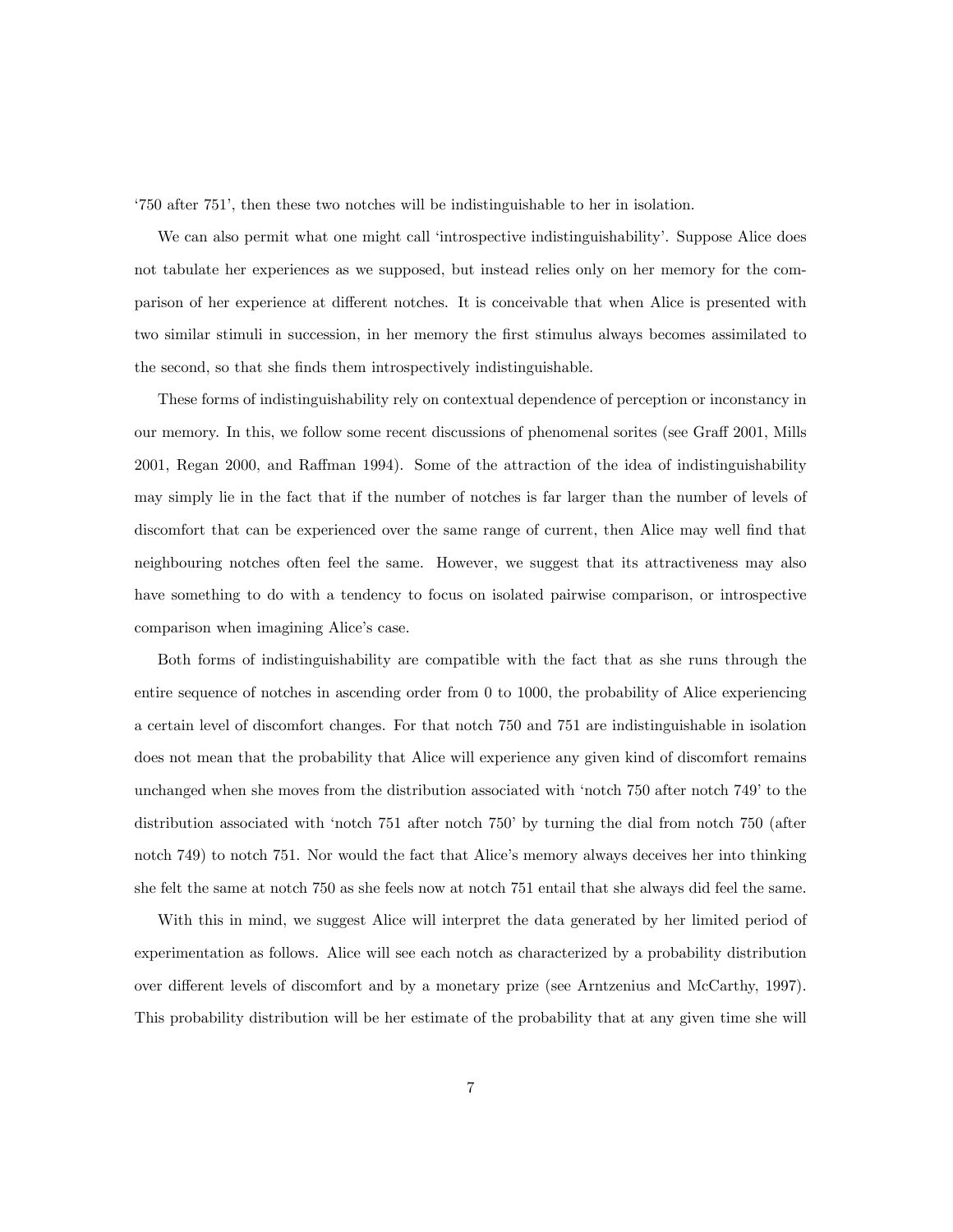'750 after 751', then these two notches will be indistinguishable to her in isolation.

We can also permit what one might call 'introspective indistinguishability'. Suppose Alice does not tabulate her experiences as we supposed, but instead relies only on her memory for the comparison of her experience at different notches. It is conceivable that when Alice is presented with two similar stimuli in succession, in her memory the first stimulus always becomes assimilated to the second, so that she finds them introspectively indistinguishable.

These forms of indistinguishability rely on contextual dependence of perception or inconstancy in our memory. In this, we follow some recent discussions of phenomenal sorites (see Graff 2001, Mills 2001, Regan 2000, and Raffman 1994). Some of the attraction of the idea of indistinguishability may simply lie in the fact that if the number of notches is far larger than the number of levels of discomfort that can be experienced over the same range of current, then Alice may well find that neighbouring notches often feel the same. However, we suggest that its attractiveness may also have something to do with a tendency to focus on isolated pairwise comparison, or introspective comparison when imagining Alice's case.

Both forms of indistinguishability are compatible with the fact that as she runs through the entire sequence of notches in ascending order from 0 to 1000, the probability of Alice experiencing a certain level of discomfort changes. For that notch 750 and 751 are indistinguishable in isolation does not mean that the probability that Alice will experience any given kind of discomfort remains unchanged when she moves from the distribution associated with 'notch 750 after notch 749' to the distribution associated with 'notch 751 after notch 750' by turning the dial from notch 750 (after notch 749) to notch 751. Nor would the fact that Alice's memory always deceives her into thinking she felt the same at notch 750 as she feels now at notch 751 entail that she always did feel the same.

With this in mind, we suggest Alice will interpret the data generated by her limited period of experimentation as follows. Alice will see each notch as characterized by a probability distribution over different levels of discomfort and by a monetary prize (see Arntzenius and McCarthy, 1997). This probability distribution will be her estimate of the probability that at any given time she will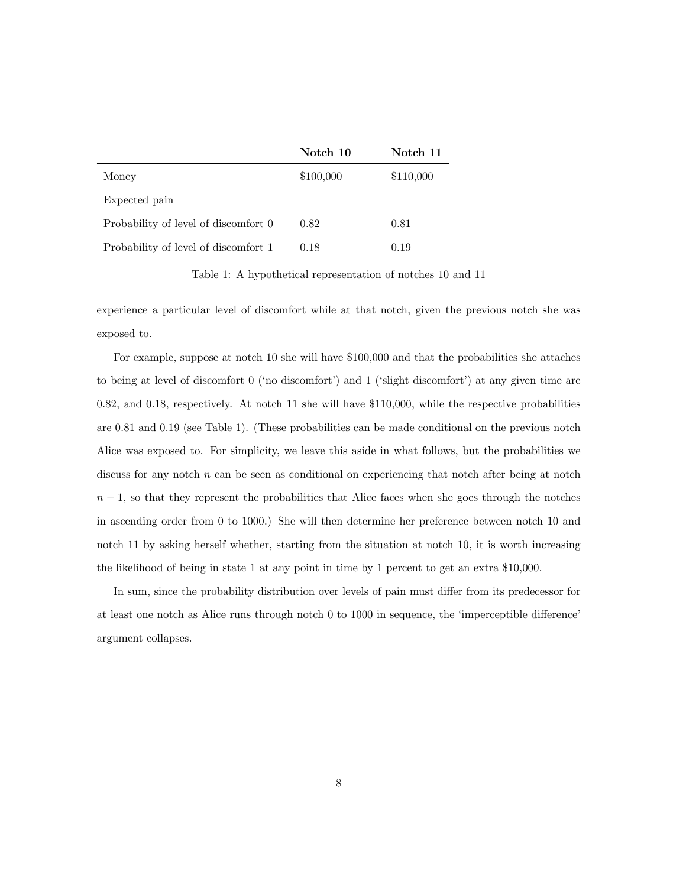| | **Notch 10** | **Notch 11** |
|---|---|---|
| Money | \$100,000 | \$110,000 |
| Expected pain | | |
| Probability of level of discomfort 0 | 0.82 | 0.81 |
| Probability of level of discomfort 1 | 0.18 | 0.19 |

Table 1: A hypothetical representation of notches 10 and 11

experience a particular level of discomfort while at that notch, given the previous notch she was exposed to.

For example, suppose at notch 10 she will have \$100,000 and that the probabilities she attaches to being at level of discomfort 0 ('no discomfort') and 1 ('slight discomfort') at any given time are 0.82, and 0.18, respectively. At notch 11 she will have \$110,000, while the respective probabilities are 0.81 and 0.19 (see Table 1). (These probabilities can be made conditional on the previous notch Alice was exposed to. For simplicity, we leave this aside in what follows, but the probabilities we discuss for any notch $n$ can be seen as conditional on experiencing that notch after being at notch $n-1$, so that they represent the probabilities that Alice faces when she goes through the notches in ascending order from 0 to 1000.) She will then determine her preference between notch 10 and notch 11 by asking herself whether, starting from the situation at notch 10, it is worth increasing the likelihood of being in state 1 at any point in time by 1 percent to get an extra \$10,000.

In sum, since the probability distribution over levels of pain must differ from its predecessor for at least one notch as Alice runs through notch 0 to 1000 in sequence, the 'imperceptible difference' argument collapses.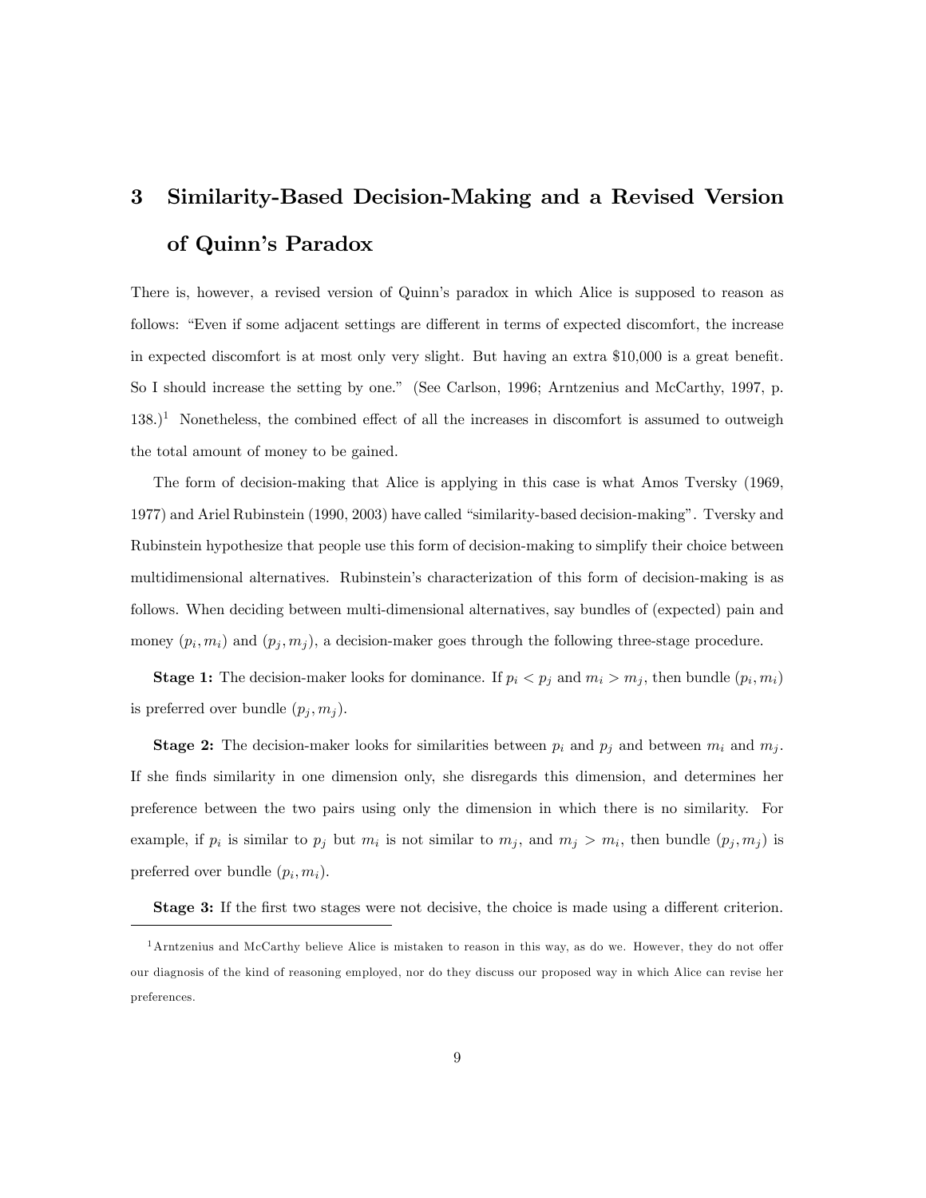## 3 Similarity-Based Decision-Making and a Revised Version of Quinn's Paradox

There is, however, a revised version of Quinn's paradox in which Alice is supposed to reason as follows: "Even if some adjacent settings are different in terms of expected discomfort, the increase in expected discomfort is at most only very slight. But having an extra \$10,000 is a great benefit. So I should increase the setting by one." (See Carlson, 1996; Arntzenius and McCarthy, 1997, p. 138.)[1] Nonetheless, the combined effect of all the increases in discomfort is assumed to outweigh the total amount of money to be gained.

The form of decision-making that Alice is applying in this case is what Amos Tversky (1969, 1977) and Ariel Rubinstein (1990, 2003) have called "similarity-based decision-making". Tversky and Rubinstein hypothesize that people use this form of decision-making to simplify their choice between multidimensional alternatives. Rubinstein's characterization of this form of decision-making is as follows. When deciding between multi-dimensional alternatives, say bundles of (expected) pain and money $(p_i, m_i)$ and $(p_j, m_j)$, a decision-maker goes through the following three-stage procedure.

**Stage 1:** The decision-maker looks for dominance. If $p_i < p_j$ and $m_i > m_j$, then bundle $(p_i, m_i)$ is preferred over bundle $(p_j, m_j)$.

**Stage 2:** The decision-maker looks for similarities between $p_i$ and $p_j$ and between $m_i$ and $m_j$. If she finds similarity in one dimension only, she disregards this dimension, and determines her preference between the two pairs using only the dimension in which there is no similarity. For example, if $p_i$ is similar to $p_j$ but $m_i$ is not similar to $m_j$, and $m_j > m_i$, then bundle $(p_j, m_j)$ is preferred over bundle $(p_i, m_i)$.

**Stage 3:** If the first two stages were not decisive, the choice is made using a different criterion.

[1] Arntzenius and McCarthy believe Alice is mistaken to reason in this way, as do we. However, they do not offer our diagnosis of the kind of reasoning employed, nor do they discuss our proposed way in which Alice can revise her preferences.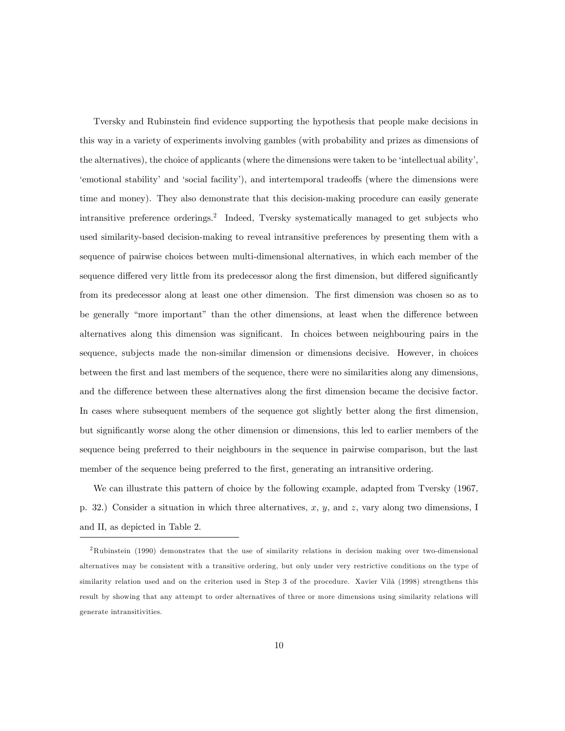Tversky and Rubinstein find evidence supporting the hypothesis that people make decisions in this way in a variety of experiments involving gambles (with probability and prizes as dimensions of the alternatives), the choice of applicants (where the dimensions were taken to be 'intellectual ability', 'emotional stability' and 'social facility'), and intertemporal tradeoffs (where the dimensions were time and money). They also demonstrate that this decision-making procedure can easily generate intransitive preference orderings.[2] Indeed, Tversky systematically managed to get subjects who used similarity-based decision-making to reveal intransitive preferences by presenting them with a sequence of pairwise choices between multi-dimensional alternatives, in which each member of the sequence differed very little from its predecessor along the first dimension, but differed significantly from its predecessor along at least one other dimension. The first dimension was chosen so as to be generally "more important" than the other dimensions, at least when the difference between alternatives along this dimension was significant. In choices between neighbouring pairs in the sequence, subjects made the non-similar dimension or dimensions decisive. However, in choices between the first and last members of the sequence, there were no similarities along any dimensions, and the difference between these alternatives along the first dimension became the decisive factor. In cases where subsequent members of the sequence got slightly better along the first dimension, but significantly worse along the other dimension or dimensions, this led to earlier members of the sequence being preferred to their neighbours in the sequence in pairwise comparison, but the last member of the sequence being preferred to the first, generating an intransitive ordering.

We can illustrate this pattern of choice by the following example, adapted from Tversky (1967, p. 32.) Consider a situation in which three alternatives, $x$, $y$, and $z$, vary along two dimensions, I and II, as depicted in Table 2.

---

[2] Rubinstein (1990) demonstrates that the use of similarity relations in decision making over two-dimensional alternatives may be consistent with a transitive ordering, but only under very restrictive conditions on the type of similarity relation used and on the criterion used in Step 3 of the procedure. Xavier Vilà (1998) strengthens this result by showing that any attempt to order alternatives of three or more dimensions using similarity relations will generate intransitivities.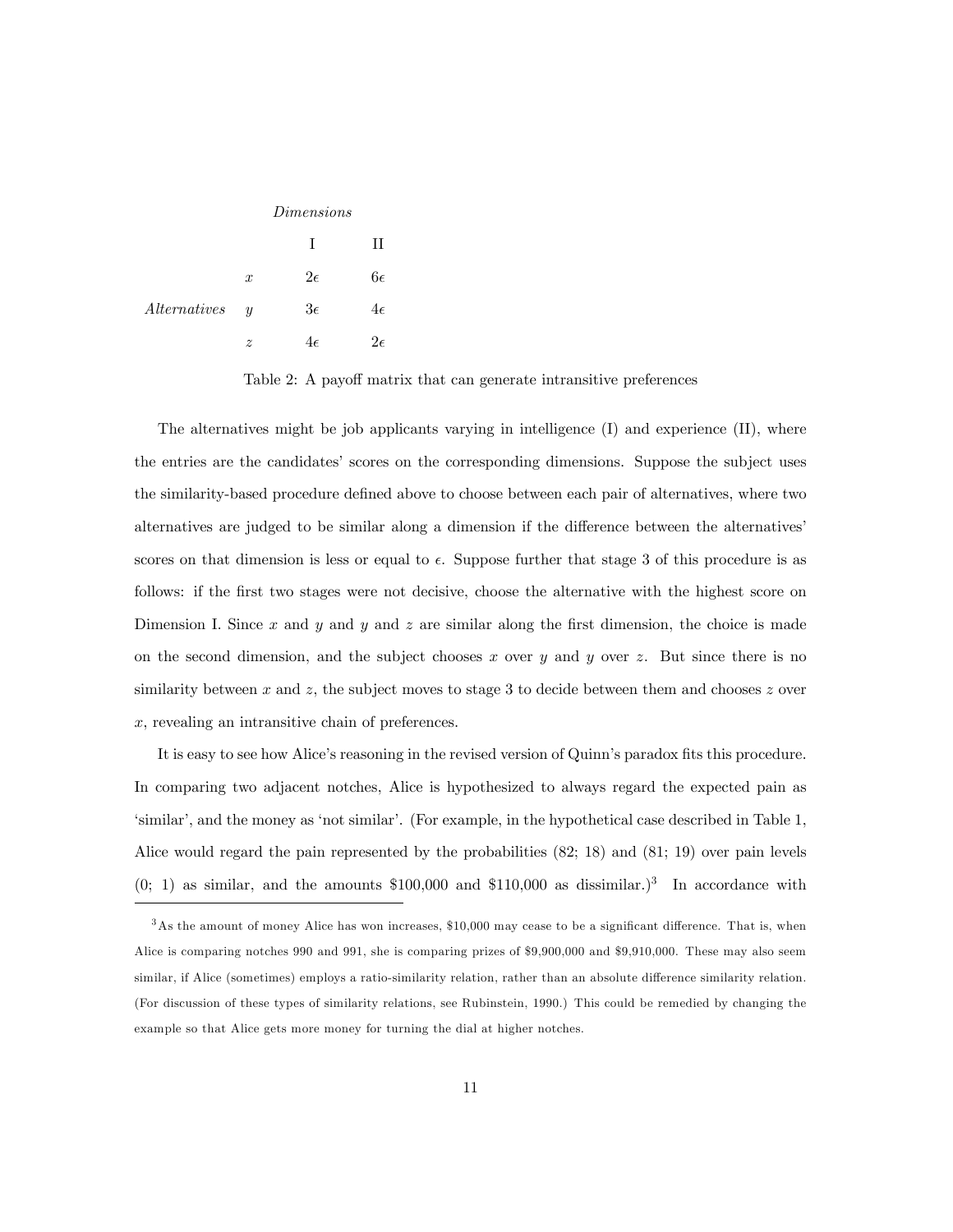| | | *Dimensions* | |
|---|---|---|---|
| | | I | II |
| | $x$ | $2\epsilon$ | $6\epsilon$ |
| *Alternatives* | $y$ | $3\epsilon$ | $4\epsilon$ |
| | $z$ | $4\epsilon$ | $2\epsilon$ |

Table 2: A payoff matrix that can generate intransitive preferences

The alternatives might be job applicants varying in intelligence (I) and experience (II), where the entries are the candidates' scores on the corresponding dimensions. Suppose the subject uses the similarity-based procedure defined above to choose between each pair of alternatives, where two alternatives are judged to be similar along a dimension if the difference between the alternatives' scores on that dimension is less or equal to $\epsilon$. Suppose further that stage 3 of this procedure is as follows: if the first two stages were not decisive, choose the alternative with the highest score on Dimension I. Since $x$ and $y$ and $y$ and $z$ are similar along the first dimension, the choice is made on the second dimension, and the subject chooses $x$ over $y$ and $y$ over $z$. But since there is no similarity between $x$ and $z$, the subject moves to stage 3 to decide between them and chooses $z$ over $x$, revealing an intransitive chain of preferences.

It is easy to see how Alice's reasoning in the revised version of Quinn's paradox fits this procedure. In comparing two adjacent notches, Alice is hypothesized to always regard the expected pain as 'similar', and the money as 'not similar'. (For example, in the hypothetical case described in Table 1, Alice would regard the pain represented by the probabilities (82; 18) and (81; 19) over pain levels (0; 1) as similar, and the amounts \$100,000 and \$110,000 as dissimilar.)[3] In accordance with

[3] As the amount of money Alice has won increases, \$10,000 may cease to be a significant difference. That is, when Alice is comparing notches 990 and 991, she is comparing prizes of \$9,900,000 and \$9,910,000. These may also seem similar, if Alice (sometimes) employs a ratio-similarity relation, rather than an absolute difference similarity relation. (For discussion of these types of similarity relations, see Rubinstein, 1990.) This could be remedied by changing the example so that Alice gets more money for turning the dial at higher notches.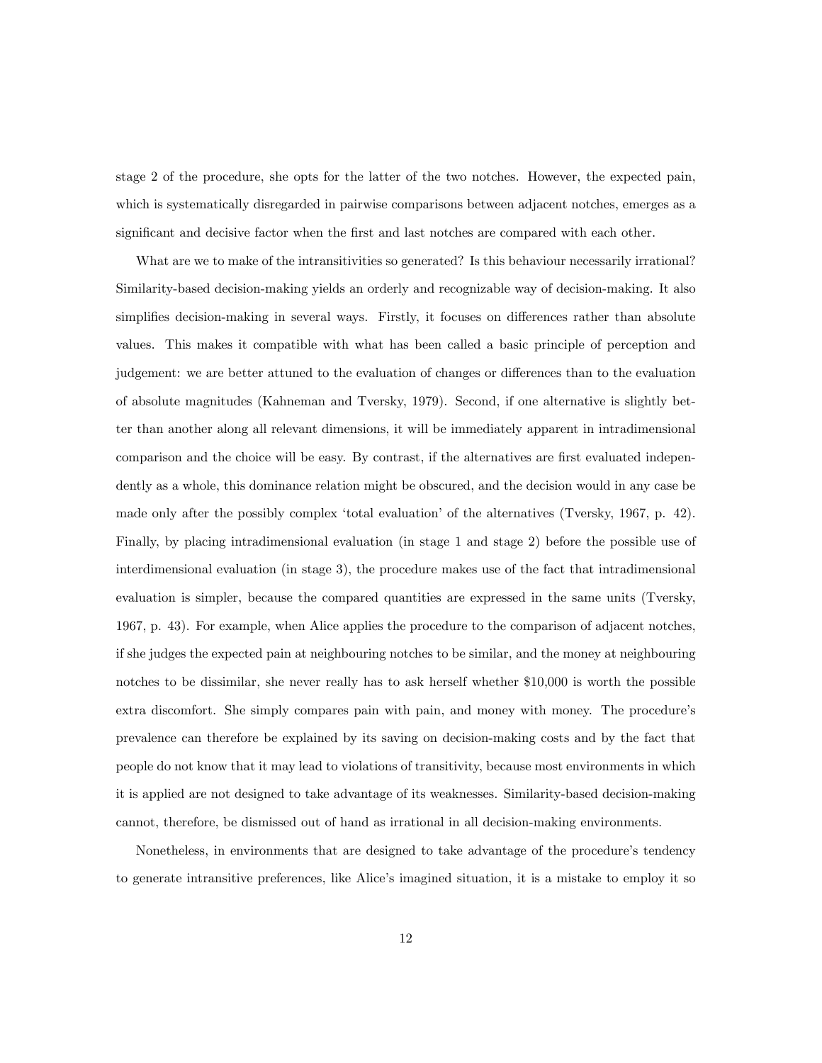stage 2 of the procedure, she opts for the latter of the two notches. However, the expected pain, which is systematically disregarded in pairwise comparisons between adjacent notches, emerges as a significant and decisive factor when the first and last notches are compared with each other.

What are we to make of the intransitivities so generated? Is this behaviour necessarily irrational? Similarity-based decision-making yields an orderly and recognizable way of decision-making. It also simplifies decision-making in several ways. Firstly, it focuses on differences rather than absolute values. This makes it compatible with what has been called a basic principle of perception and judgement: we are better attuned to the evaluation of changes or differences than to the evaluation of absolute magnitudes (Kahneman and Tversky, 1979). Second, if one alternative is slightly better than another along all relevant dimensions, it will be immediately apparent in intradimensional comparison and the choice will be easy. By contrast, if the alternatives are first evaluated independently as a whole, this dominance relation might be obscured, and the decision would in any case be made only after the possibly complex 'total evaluation' of the alternatives (Tversky, 1967, p. 42). Finally, by placing intradimensional evaluation (in stage 1 and stage 2) before the possible use of interdimensional evaluation (in stage 3), the procedure makes use of the fact that intradimensional evaluation is simpler, because the compared quantities are expressed in the same units (Tversky, 1967, p. 43). For example, when Alice applies the procedure to the comparison of adjacent notches, if she judges the expected pain at neighbouring notches to be similar, and the money at neighbouring notches to be dissimilar, she never really has to ask herself whether $10,000 is worth the possible extra discomfort. She simply compares pain with pain, and money with money. The procedure's prevalence can therefore be explained by its saving on decision-making costs and by the fact that people do not know that it may lead to violations of transitivity, because most environments in which it is applied are not designed to take advantage of its weaknesses. Similarity-based decision-making cannot, therefore, be dismissed out of hand as irrational in all decision-making environments.

Nonetheless, in environments that are designed to take advantage of the procedure's tendency to generate intransitive preferences, like Alice's imagined situation, it is a mistake to employ it so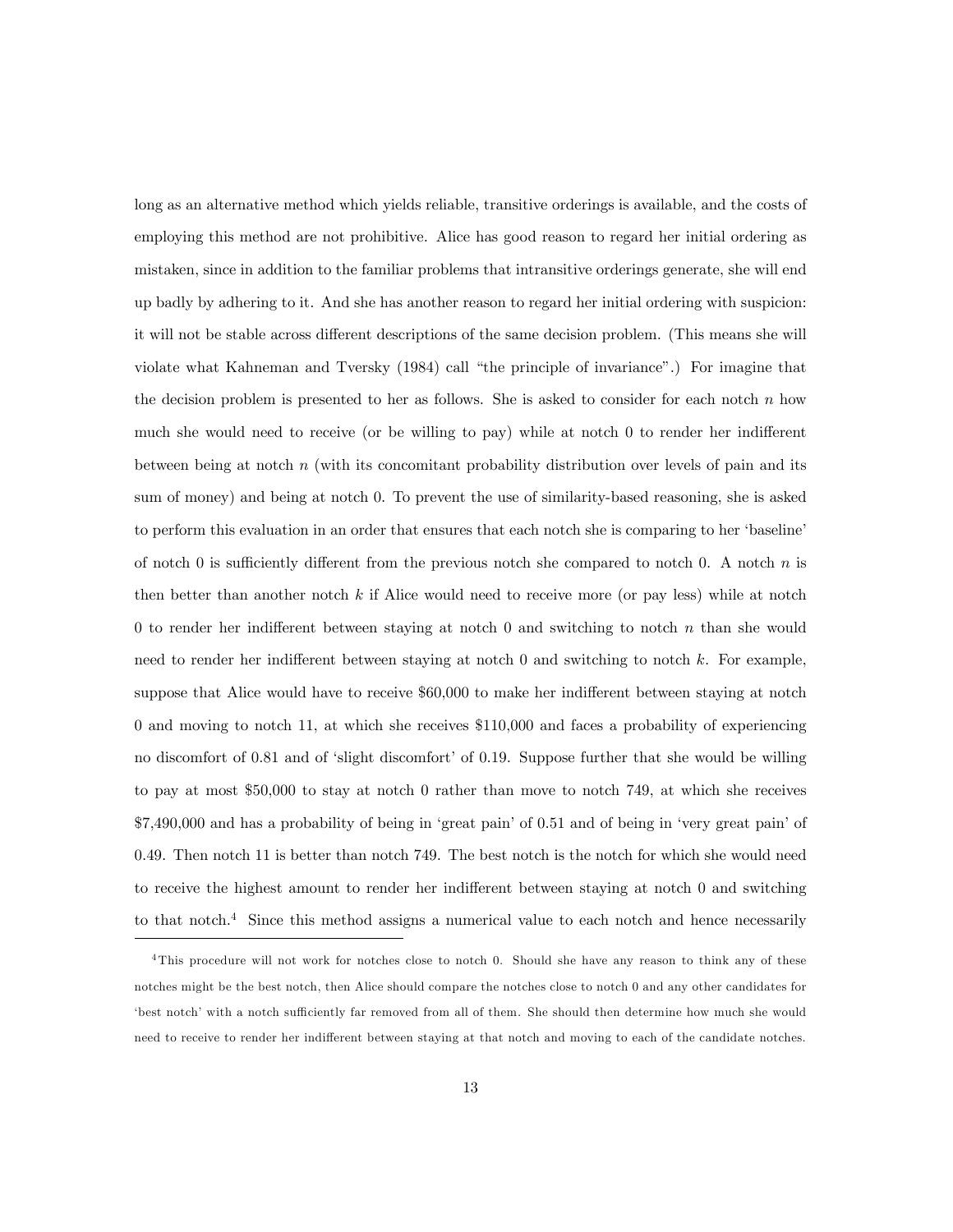long as an alternative method which yields reliable, transitive orderings is available, and the costs of employing this method are not prohibitive. Alice has good reason to regard her initial ordering as mistaken, since in addition to the familiar problems that intransitive orderings generate, she will end up badly by adhering to it. And she has another reason to regard her initial ordering with suspicion: it will not be stable across different descriptions of the same decision problem. (This means she will violate what Kahneman and Tversky (1984) call "the principle of invariance".) For imagine that the decision problem is presented to her as follows. She is asked to consider for each notch $n$ how much she would need to receive (or be willing to pay) while at notch 0 to render her indifferent between being at notch $n$ (with its concomitant probability distribution over levels of pain and its sum of money) and being at notch 0. To prevent the use of similarity-based reasoning, she is asked to perform this evaluation in an order that ensures that each notch she is comparing to her 'baseline' of notch 0 is sufficiently different from the previous notch she compared to notch 0. A notch $n$ is then better than another notch $k$ if Alice would need to receive more (or pay less) while at notch 0 to render her indifferent between staying at notch 0 and switching to notch $n$ than she would need to render her indifferent between staying at notch 0 and switching to notch $k$. For example, suppose that Alice would have to receive $60,000 to make her indifferent between staying at notch 0 and moving to notch 11, at which she receives $110,000 and faces a probability of experiencing no discomfort of 0.81 and of 'slight discomfort' of 0.19. Suppose further that she would be willing to pay at most $50,000 to stay at notch 0 rather than move to notch 749, at which she receives $7,490,000 and has a probability of being in 'great pain' of 0.51 and of being in 'very great pain' of 0.49. Then notch 11 is better than notch 749. The best notch is the notch for which she would need to receive the highest amount to render her indifferent between staying at notch 0 and switching to that notch.[4] Since this method assigns a numerical value to each notch and hence necessarily

[4] This procedure will not work for notches close to notch 0. Should she have any reason to think any of these notches might be the best notch, then Alice should compare the notches close to notch 0 and any other candidates for 'best notch' with a notch sufficiently far removed from all of them. She should then determine how much she would need to receive to render her indifferent between staying at that notch and moving to each of the candidate notches.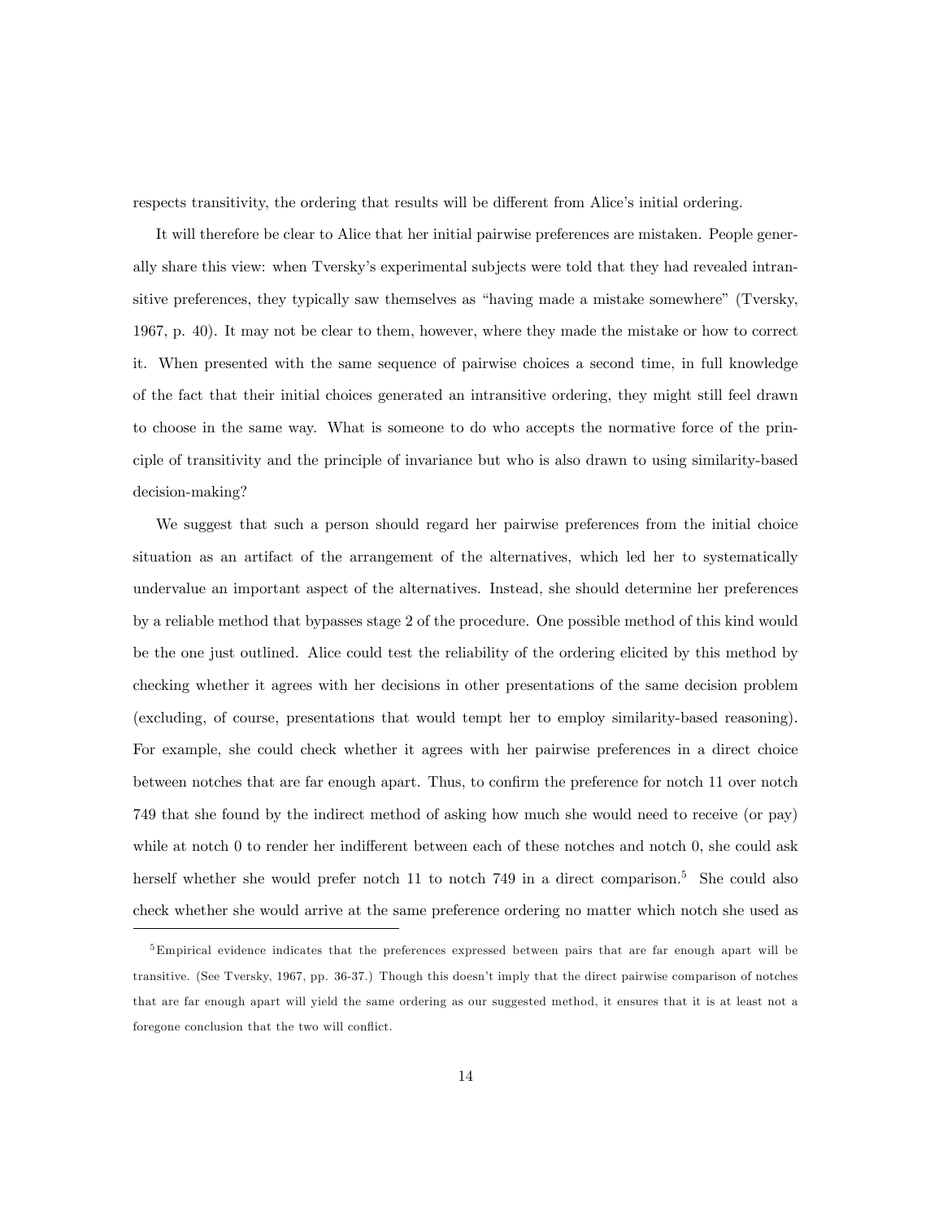respects transitivity, the ordering that results will be different from Alice's initial ordering.

It will therefore be clear to Alice that her initial pairwise preferences are mistaken. People generally share this view: when Tversky's experimental subjects were told that they had revealed intransitive preferences, they typically saw themselves as "having made a mistake somewhere" (Tversky, 1967, p. 40). It may not be clear to them, however, where they made the mistake or how to correct it. When presented with the same sequence of pairwise choices a second time, in full knowledge of the fact that their initial choices generated an intransitive ordering, they might still feel drawn to choose in the same way. What is someone to do who accepts the normative force of the principle of transitivity and the principle of invariance but who is also drawn to using similarity-based decision-making?

We suggest that such a person should regard her pairwise preferences from the initial choice situation as an artifact of the arrangement of the alternatives, which led her to systematically undervalue an important aspect of the alternatives. Instead, she should determine her preferences by a reliable method that bypasses stage 2 of the procedure. One possible method of this kind would be the one just outlined. Alice could test the reliability of the ordering elicited by this method by checking whether it agrees with her decisions in other presentations of the same decision problem (excluding, of course, presentations that would tempt her to employ similarity-based reasoning). For example, she could check whether it agrees with her pairwise preferences in a direct choice between notches that are far enough apart. Thus, to confirm the preference for notch 11 over notch 749 that she found by the indirect method of asking how much she would need to receive (or pay) while at notch 0 to render her indifferent between each of these notches and notch 0, she could ask herself whether she would prefer notch 11 to notch 749 in a direct comparison.[5] She could also check whether she would arrive at the same preference ordering no matter which notch she used as

---

[5] Empirical evidence indicates that the preferences expressed between pairs that are far enough apart will be transitive. (See Tversky, 1967, pp. 36-37.) Though this doesn't imply that the direct pairwise comparison of notches that are far enough apart will yield the same ordering as our suggested method, it ensures that it is at least not a foregone conclusion that the two will conflict.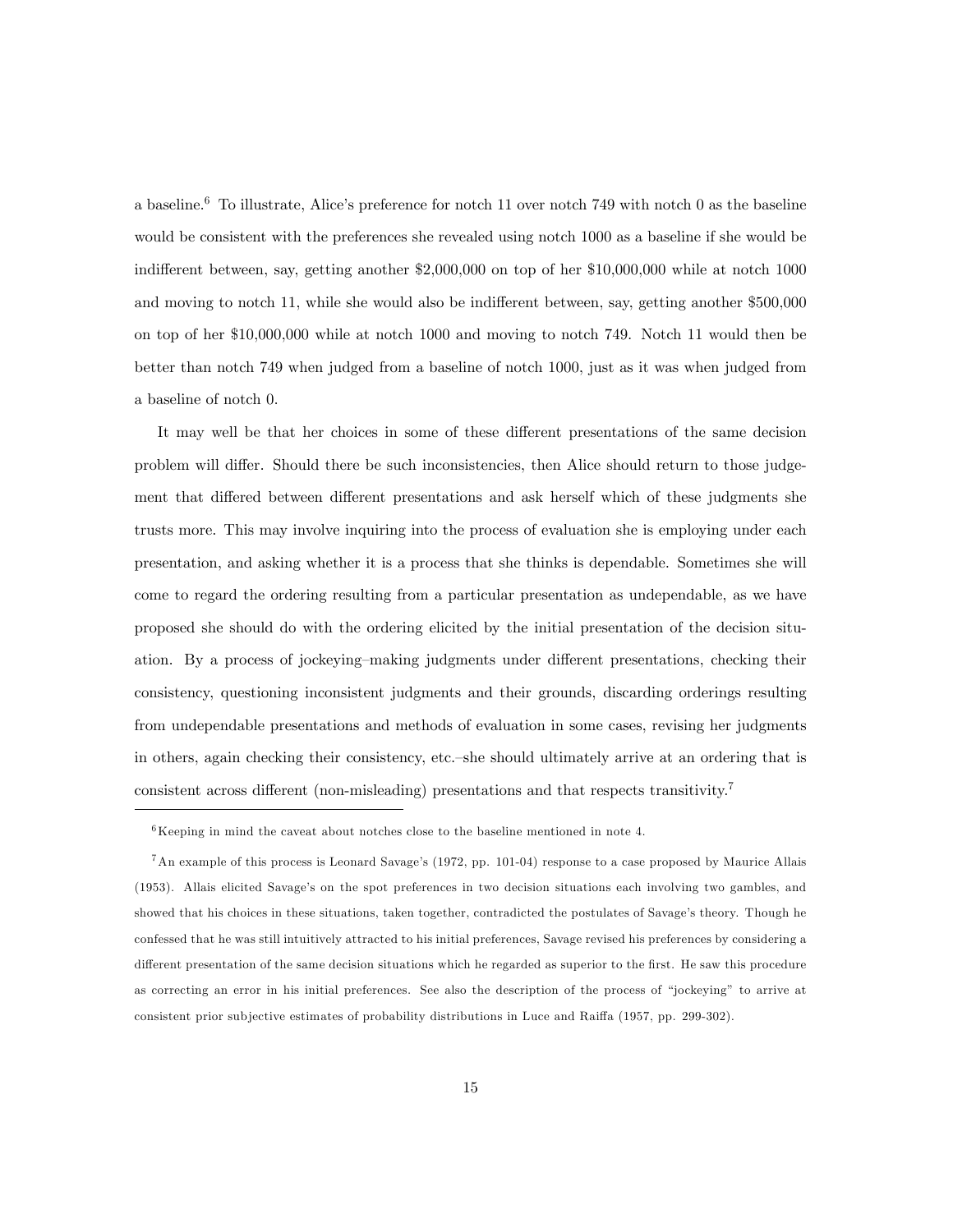a baseline.[6] To illustrate, Alice's preference for notch 11 over notch 749 with notch 0 as the baseline would be consistent with the preferences she revealed using notch 1000 as a baseline if she would be indifferent between, say, getting another $2,000,000 on top of her $10,000,000 while at notch 1000 and moving to notch 11, while she would also be indifferent between, say, getting another $500,000 on top of her $10,000,000 while at notch 1000 and moving to notch 749. Notch 11 would then be better than notch 749 when judged from a baseline of notch 1000, just as it was when judged from a baseline of notch 0.

It may well be that her choices in some of these different presentations of the same decision problem will differ. Should there be such inconsistencies, then Alice should return to those judgement that differed between different presentations and ask herself which of these judgments she trusts more. This may involve inquiring into the process of evaluation she is employing under each presentation, and asking whether it is a process that she thinks is dependable. Sometimes she will come to regard the ordering resulting from a particular presentation as undependable, as we have proposed she should do with the ordering elicited by the initial presentation of the decision situation. By a process of jockeying–making judgments under different presentations, checking their consistency, questioning inconsistent judgments and their grounds, discarding orderings resulting from undependable presentations and methods of evaluation in some cases, revising her judgments in others, again checking their consistency, etc.–she should ultimately arrive at an ordering that is consistent across different (non-misleading) presentations and that respects transitivity.[7]

---

[6] Keeping in mind the caveat about notches close to the baseline mentioned in note 4.

[7] An example of this process is Leonard Savage's (1972, pp. 101-04) response to a case proposed by Maurice Allais (1953). Allais elicited Savage's on the spot preferences in two decision situations each involving two gambles, and showed that his choices in these situations, taken together, contradicted the postulates of Savage's theory. Though he confessed that he was still intuitively attracted to his initial preferences, Savage revised his preferences by considering a different presentation of the same decision situations which he regarded as superior to the first. He saw this procedure as correcting an error in his initial preferences. See also the description of the process of "jockeying" to arrive at consistent prior subjective estimates of probability distributions in Luce and Raiffa (1957, pp. 299-302).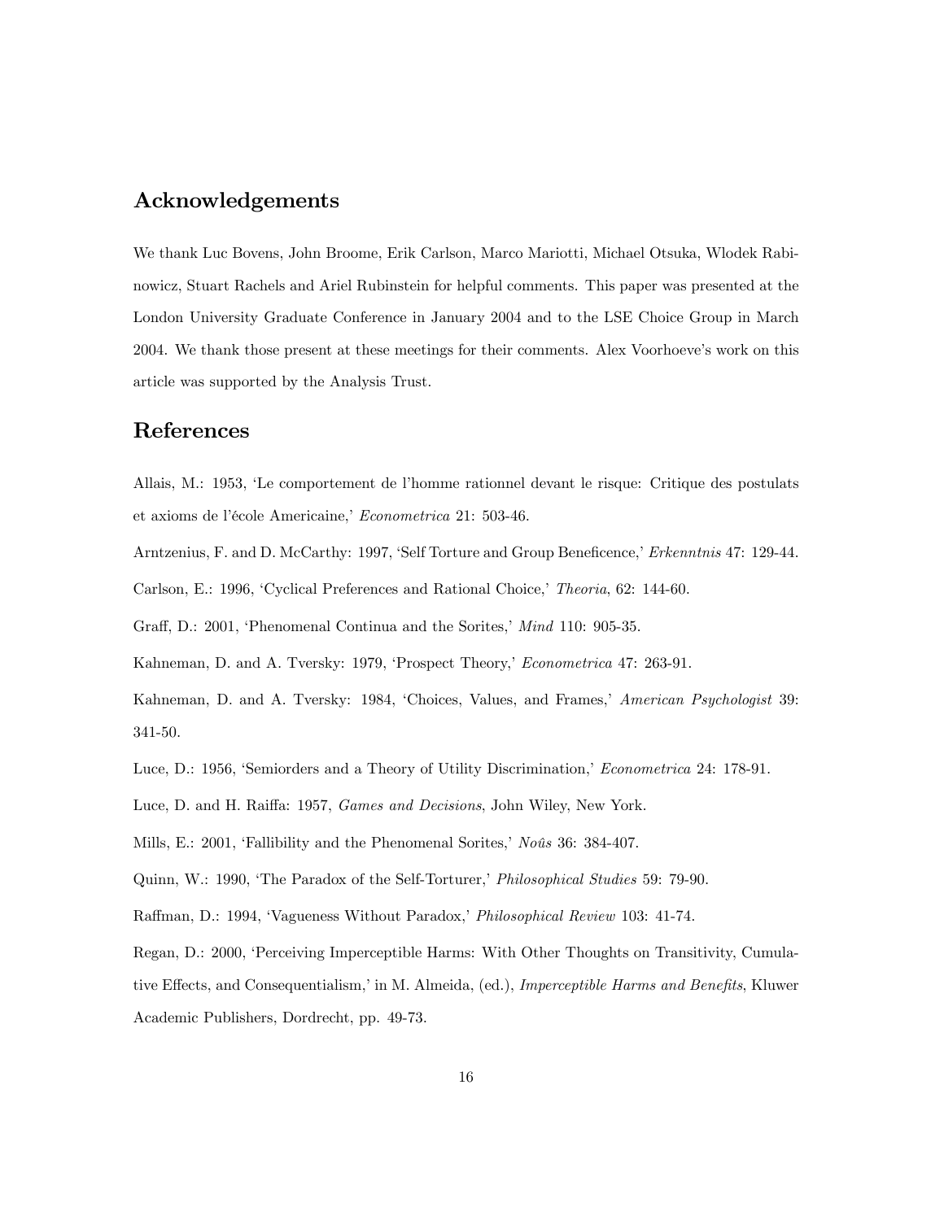## Acknowledgements

We thank Luc Bovens, John Broome, Erik Carlson, Marco Mariotti, Michael Otsuka, Wlodek Rabinowicz, Stuart Rachels and Ariel Rubinstein for helpful comments. This paper was presented at the London University Graduate Conference in January 2004 and to the LSE Choice Group in March 2004. We thank those present at these meetings for their comments. Alex Voorhoeve's work on this article was supported by the Analysis Trust.

## References

Allais, M.: 1953, 'Le comportement de l'homme rationnel devant le risque: Critique des postulats et axioms de l'école Americaine,' *Econometrica* 21: 503-46.

Arntzenius, F. and D. McCarthy: 1997, 'Self Torture and Group Beneficence,' *Erkenntnis* 47: 129-44.

Carlson, E.: 1996, 'Cyclical Preferences and Rational Choice,' *Theoria*, 62: 144-60.

Graff, D.: 2001, 'Phenomenal Continua and the Sorites,' *Mind* 110: 905-35.

Kahneman, D. and A. Tversky: 1979, 'Prospect Theory,' *Econometrica* 47: 263-91.

Kahneman, D. and A. Tversky: 1984, 'Choices, Values, and Frames,' *American Psychologist* 39: 341-50.

Luce, D.: 1956, 'Semiorders and a Theory of Utility Discrimination,' *Econometrica* 24: 178-91.

Luce, D. and H. Raiffa: 1957, *Games and Decisions*, John Wiley, New York.

Mills, E.: 2001, 'Fallibility and the Phenomenal Sorites,' *Noûs* 36: 384-407.

Quinn, W.: 1990, 'The Paradox of the Self-Torturer,' *Philosophical Studies* 59: 79-90.

Raffman, D.: 1994, 'Vagueness Without Paradox,' *Philosophical Review* 103: 41-74.

Regan, D.: 2000, 'Perceiving Imperceptible Harms: With Other Thoughts on Transitivity, Cumulative Effects, and Consequentialism,' in M. Almeida, (ed.), *Imperceptible Harms and Benefits*, Kluwer Academic Publishers, Dordrecht, pp. 49-73.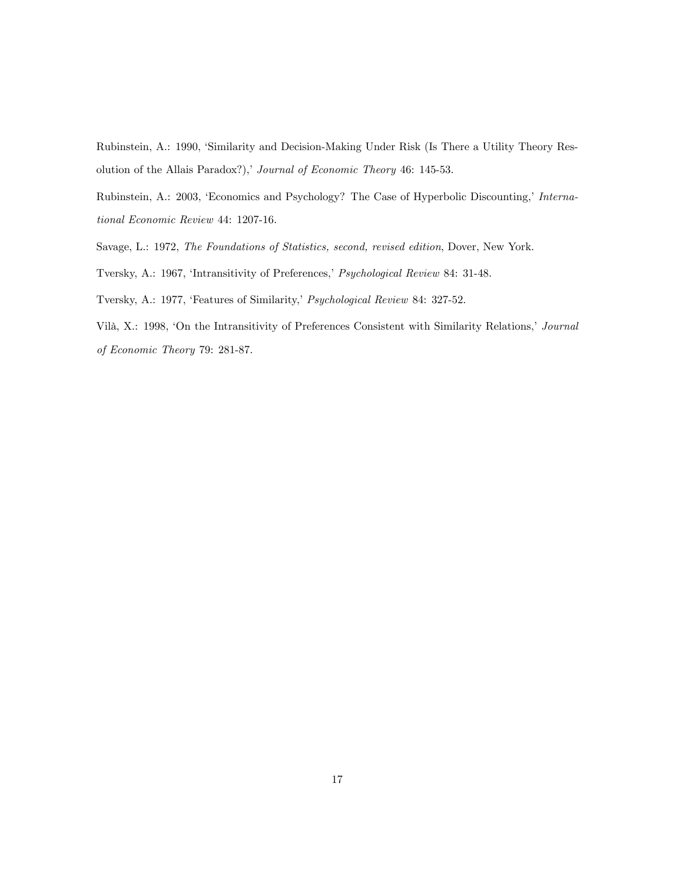Rubinstein, A.: 1990, 'Similarity and Decision-Making Under Risk (Is There a Utility Theory Resolution of the Allais Paradox?),' *Journal of Economic Theory* 46: 145-53.

Rubinstein, A.: 2003, 'Economics and Psychology? The Case of Hyperbolic Discounting,' *International Economic Review* 44: 1207-16.

Savage, L.: 1972, *The Foundations of Statistics, second, revised edition*, Dover, New York.

Tversky, A.: 1967, 'Intransitivity of Preferences,' *Psychological Review* 84: 31-48.

Tversky, A.: 1977, 'Features of Similarity,' *Psychological Review* 84: 327-52.

Vilà, X.: 1998, 'On the Intransitivity of Preferences Consistent with Similarity Relations,' *Journal of Economic Theory* 79: 281-87.